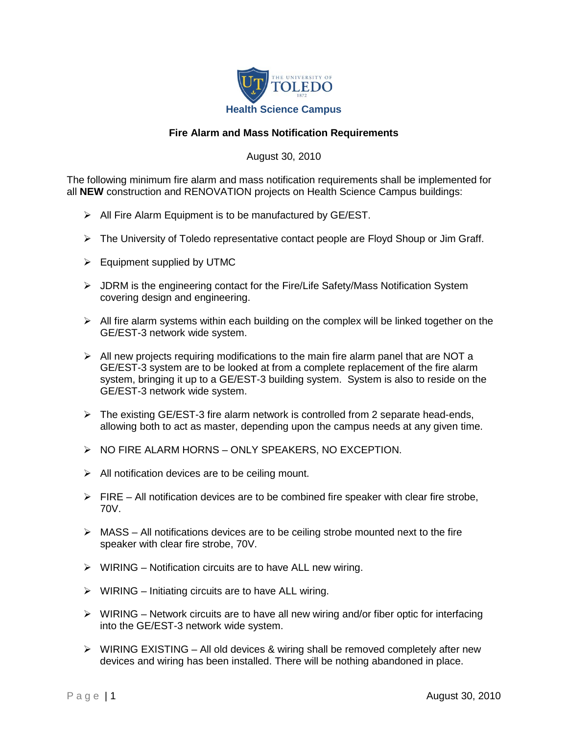**Health Science Campus**

## Fire Alarm and Mass Notification Requirements

August 30, 2010

The following minimum fire alarm and mass notification requirements shall be implemented for all **NEW** construction and RENOVATION projects on Health Science Campus buildings:

- All Fire Alarm Equipment is to be manufactured by GE/EST.
- The University of Toledo representative contact people are Floyd Shoup or Jim Graff.
- Equipment supplied by UTMC
- JDRM is the engineering contact for the Fire/Life Safety/Mass Notification System covering design and engineering.
- All fire alarm systems within each building on the complex will be linked together on the GE/EST-3 network wide system.
- All new projects requiring modifications to the main fire alarm panel that are NOT a GE/EST-3 system are to be looked at from a complete replacement of the fire alarm system, bringing it up to a GE/EST-3 building system. System is also to reside on the GE/EST-3 network wide system.
- The existing GE/EST-3 fire alarm network is controlled from 2 separate head-ends, allowing both to act as master, depending upon the campus needs at any given time.
- NO FIRE ALARM HORNS – ONLY SPEAKERS, NO EXCEPTION.
- All notification devices are to be ceiling mount.
- FIRE – All notification devices are to be combined fire speaker with clear fire strobe, 70V.
- MASS – All notifications devices are to be ceiling strobe mounted next to the fire speaker with clear fire strobe, 70V.
- WIRING – Notification circuits are to have ALL new wiring.
- WIRING – Initiating circuits are to have ALL wiring.
- WIRING – Network circuits are to have all new wiring and/or fiber optic for interfacing into the GE/EST-3 network wide system.
- WIRING EXISTING – All old devices & wiring shall be removed completely after new devices and wiring has been installed. There will be nothing abandoned in place.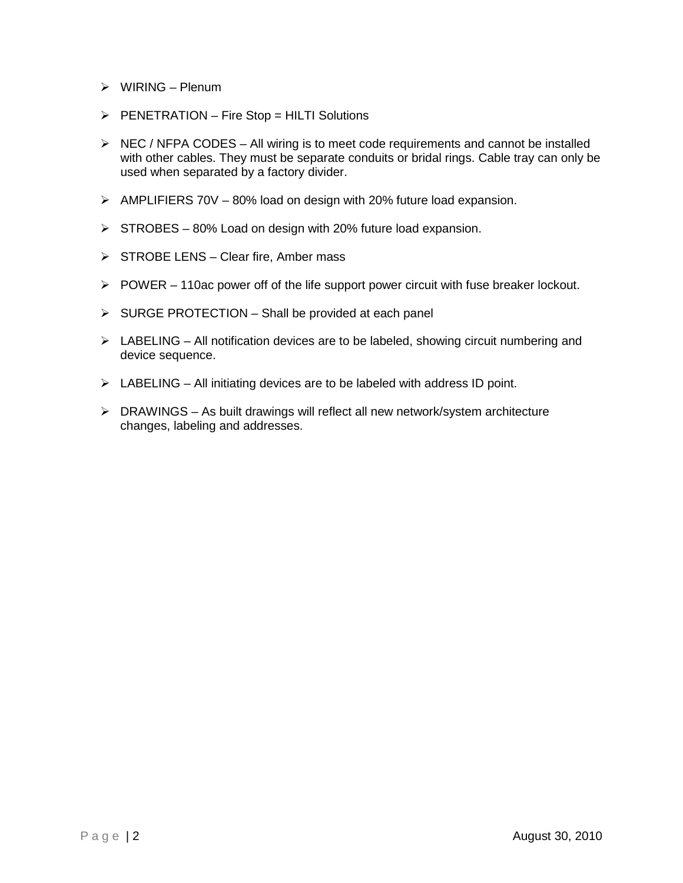- WIRING – Plenum

- PENETRATION – Fire Stop = HILTI Solutions

- NEC / NFPA CODES – All wiring is to meet code requirements and cannot be installed with other cables. They must be separate conduits or bridal rings. Cable tray can only be used when separated by a factory divider.

- AMPLIFIERS 70V – 80% load on design with 20% future load expansion.

- STROBES – 80% Load on design with 20% future load expansion.

- STROBE LENS – Clear fire, Amber mass

- POWER – 110ac power off of the life support power circuit with fuse breaker lockout.

- SURGE PROTECTION – Shall be provided at each panel

- LABELING – All notification devices are to be labeled, showing circuit numbering and device sequence.

- LABELING – All initiating devices are to be labeled with address ID point.

- DRAWINGS – As built drawings will reflect all new network/system architecture changes, labeling and addresses.